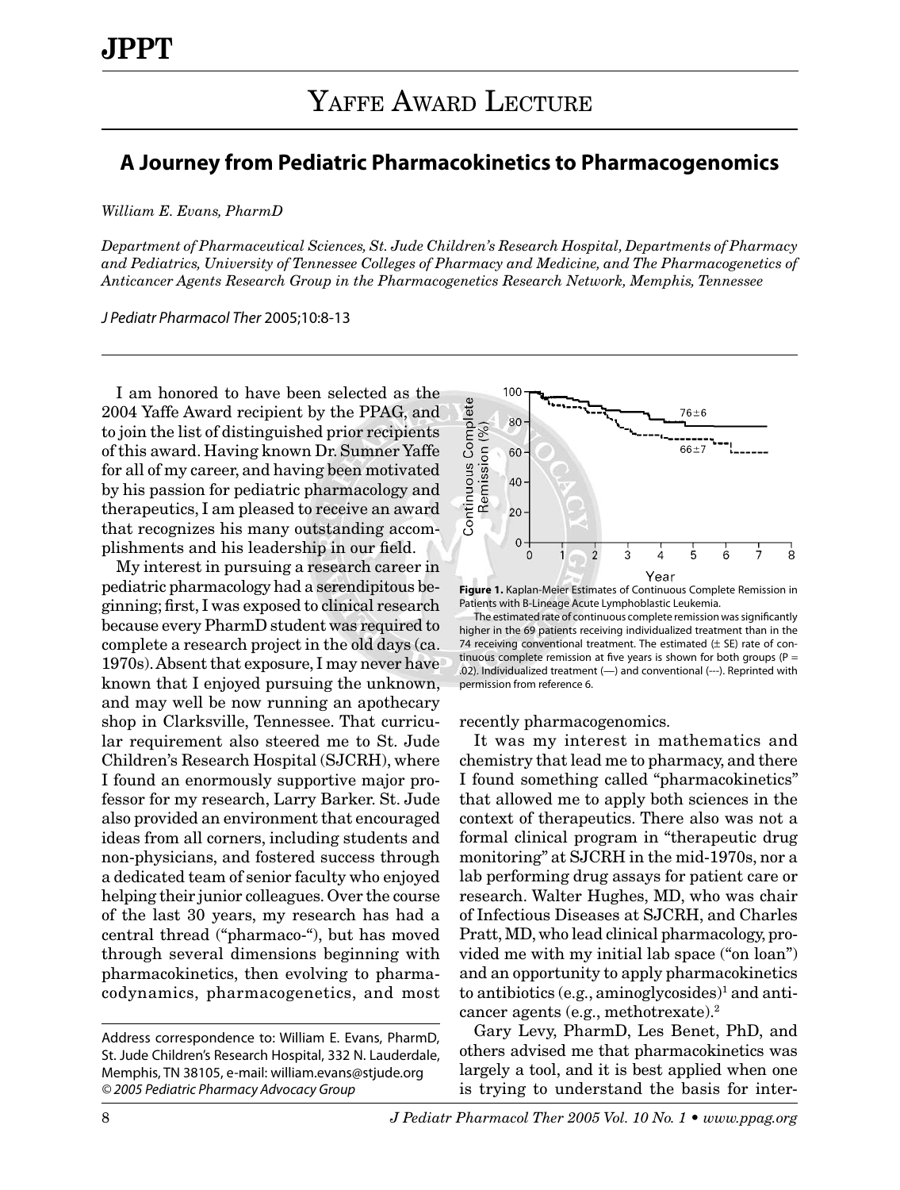# YAFFE AWARD LECTURE

## A Journey from Pediatric Pharmacokinetics to Pharmacogenomics

*William E. Evans, PharmD*

*Department of Pharmaceutical Sciences, St. Jude Children's Research Hospital, Departments of Pharmacy and Pediatrics, University of Tennessee Colleges of Pharmacy and Medicine, and The Pharmacogenetics of Anticancer Agents Research Group in the Pharmacogenetics Research Network, Memphis, Tennessee*

*J Pediatr Pharmacol Ther* 2005;10:8-13

I am honored to have been selected as the 2004 Yaffe Award recipient by the PPAG, and to join the list of distinguished prior recipients of this award. Having known Dr. Sumner Yaffe for all of my career, and having been motivated by his passion for pediatric pharmacology and therapeutics, I am pleased to receive an award that recognizes his many outstanding accomplishments and his leadership in our field.

My interest in pursuing a research career in pediatric pharmacology had a serendipitous beginning; first, I was exposed to clinical research because every PharmD student was required to complete a research project in the old days (ca. 1970s). Absent that exposure, I may never have known that I enjoyed pursuing the unknown, and may well be now running an apothecary shop in Clarksville, Tennessee. That curricular requirement also steered me to St. Jude Children's Research Hospital (SJCRH), where I found an enormously supportive major professor for my research, Larry Barker. St. Jude also provided an environment that encouraged ideas from all corners, including students and non-physicians, and fostered success through a dedicated team of senior faculty who enjoyed helping their junior colleagues. Over the course of the last 30 years, my research has had a central thread ("pharmaco-"), but has moved through several dimensions beginning with pharmacokinetics, then evolving to pharmacodynamics, pharmacogenetics, and most recently pharmacogenomics.

**Figure 1.** Kaplan-Meier Estimates of Continuous Complete Remission in Patients with B-Lineage Acute Lymphoblastic Leukemia.

The estimated rate of continuous complete remission was significantly higher in the 69 patients receiving individualized treatment than in the 74 receiving conventional treatment. The estimated (± SE) rate of continuous complete remission at five years is shown for both groups (P = .02). Individualized treatment (—) and conventional (---). Reprinted with permission from reference 6.

It was my interest in mathematics and chemistry that lead me to pharmacy, and there I found something called "pharmacokinetics" that allowed me to apply both sciences in the context of therapeutics. There also was not a formal clinical program in "therapeutic drug monitoring" at SJCRH in the mid-1970s, nor a lab performing drug assays for patient care or research. Walter Hughes, MD, who was chair of Infectious Diseases at SJCRH, and Charles Pratt, MD, who lead clinical pharmacology, provided me with my initial lab space ("on loan") and an opportunity to apply pharmacokinetics to antibiotics (e.g., aminoglycosides)[1] and anticancer agents (e.g., methotrexate).[2]

Gary Levy, PharmD, Les Benet, PhD, and others advised me that pharmacokinetics was largely a tool, and it is best applied when one is trying to understand the basis for inter-

Address correspondence to: William E. Evans, PharmD, St. Jude Children's Research Hospital, 332 N. Lauderdale, Memphis, TN 38105, e-mail: william.evans@stjude.org
*© 2005 Pediatric Pharmacy Advocacy Group*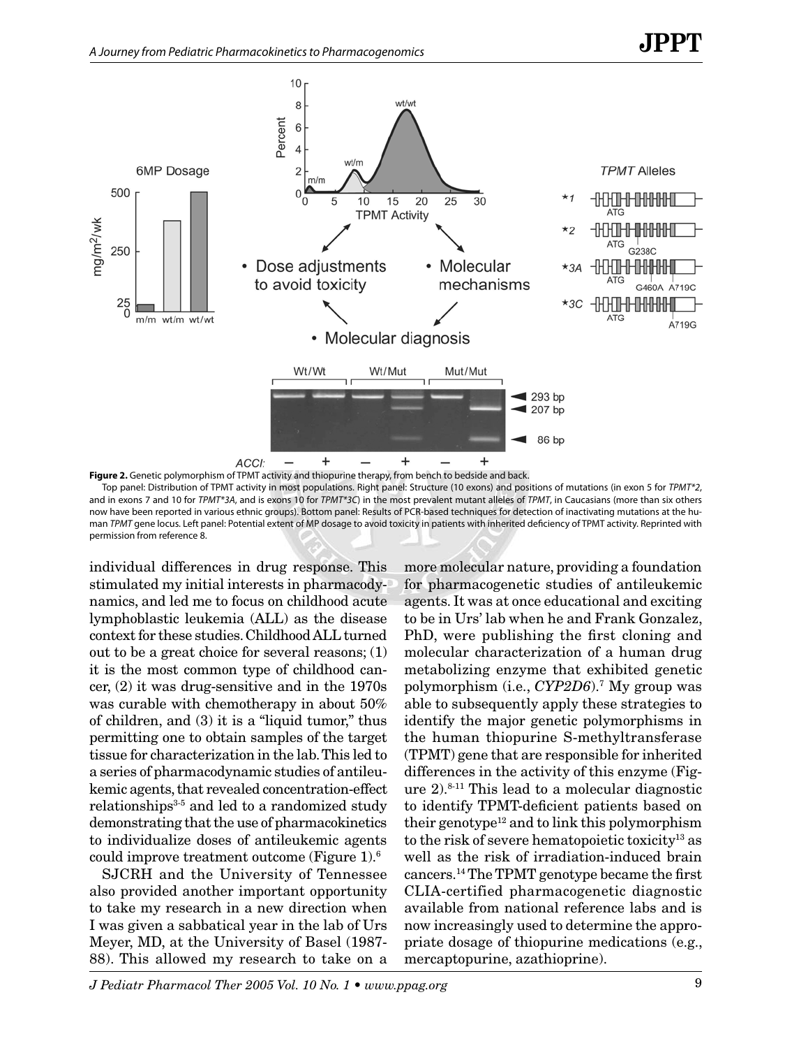**Figure 2.** Genetic polymorphism of TPMT activity and thiopurine therapy, from bench to bedside and back.

Top panel: Distribution of TPMT activity in most populations. Right panel: Structure (10 exons) and positions of mutations (in exon 5 for *TPMT\*2*, and in exons 7 and 10 for *TPMT\*3A*, and is exons 10 for *TPMT\*3C*) in the most prevalent mutant alleles of *TPMT*, in Caucasians (more than six others now have been reported in various ethnic groups). Bottom panel: Results of PCR-based techniques for detection of inactivating mutations at the human *TPMT* gene locus. Left panel: Potential extent of MP dosage to avoid toxicity in patients with inherited deficiency of TPMT activity. Reprinted with permission from reference 8.

individual differences in drug response. This stimulated my initial interests in pharmacodynamics, and led me to focus on childhood acute lymphoblastic leukemia (ALL) as the disease context for these studies. Childhood ALL turned out to be a great choice for several reasons; (1) it is the most common type of childhood cancer, (2) it was drug-sensitive and in the 1970s was curable with chemotherapy in about 50% of children, and (3) it is a "liquid tumor," thus permitting one to obtain samples of the target tissue for characterization in the lab. This led to a series of pharmacodynamic studies of antileukemic agents, that revealed concentration-effect relationships[3-5] and led to a randomized study demonstrating that the use of pharmacokinetics to individualize doses of antileukemic agents could improve treatment outcome (Figure 1).[6]

SJCRH and the University of Tennessee also provided another important opportunity to take my research in a new direction when I was given a sabbatical year in the lab of Urs Meyer, MD, at the University of Basel (1987-88). This allowed my research to take on a more molecular nature, providing a foundation for pharmacogenetic studies of antileukemic agents. It was at once educational and exciting to be in Urs' lab when he and Frank Gonzalez, PhD, were publishing the first cloning and molecular characterization of a human drug metabolizing enzyme that exhibited genetic polymorphism (i.e., *CYP2D6*).[7] My group was able to subsequently apply these strategies to identify the major genetic polymorphisms in the human thiopurine S-methyltransferase (TPMT) gene that are responsible for inherited differences in the activity of this enzyme (Figure 2).[8-11] This lead to a molecular diagnostic to identify TPMT-deficient patients based on their genotype[12] and to link this polymorphism to the risk of severe hematopoietic toxicity[13] as well as the risk of irradiation-induced brain cancers.[14] The TPMT genotype became the first CLIA-certified pharmacogenetic diagnostic available from national reference labs and is now increasingly used to determine the appropriate dosage of thiopurine medications (e.g., mercaptopurine, azathioprine).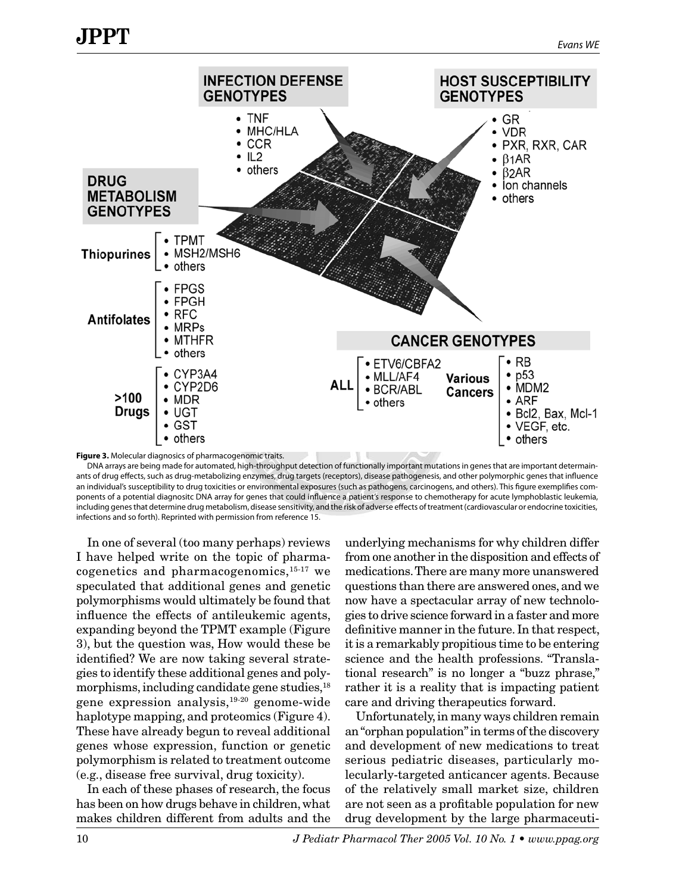**INFECTION DEFENSE GENOTYPES**
- TNF
- MHC/HLA
- CCR
- IL2
- others

**HOST SUSCEPTIBILITY GENOTYPES**
- GR
- VDR
- PXR, RXR, CAR
- β1AR
- β2AR
- Ion channels
- others

**DRUG METABOLISM GENOTYPES**

**Thiopurines**
- TPMT
- MSH2/MSH6
- others

**Antifolates**
- FPGS
- FPGH
- RFC
- MRPs
- MTHFR
- others

**>100 Drugs**
- CYP3A4
- CYP2D6
- MDR
- UGT
- GST
- others

**CANCER GENOTYPES**

**ALL**
- ETV6/CBFA2
- MLL/AF4
- BCR/ABL
- others

**Various Cancers**
- RB
- p53
- MDM2
- ARF
- Bcl2, Bax, Mcl-1
- VEGF, etc.
- others

**Figure 3.** Molecular diagnosics of pharmacogenomic traits.
DNA arrays are being made for automated, high-throughput detection of functionally important mutations in genes that are important determainants of drug effects, such as drug-metabolizing enzymes, drug targets (receptors), disease pathogenesis, and other polymorphic genes that influence an individual's susceptibility to drug toxicities or environmental exposures (such as pathogens, carcinogens, and others). This figure exemplifies components of a potential diagnositc DNA array for genes that could influence a patient's response to chemotherapy for acute lymphoblastic leukemia, including genes that determine drug metabolism, disease sensitivity, and the risk of adverse effects of treatment (cardiovascular or endocrine toxicities, infections and so forth). Reprinted with permission from reference 15.

In one of several (too many perhaps) reviews I have helped write on the topic of pharmacogenetics and pharmacogenomics,[15-17] we speculated that additional genes and genetic polymorphisms would ultimately be found that influence the effects of antileukemic agents, expanding beyond the TPMT example (Figure 3), but the question was, How would these be identified? We are now taking several strategies to identify these additional genes and polymorphisms, including candidate gene studies,[18] gene expression analysis,[19-20] genome-wide haplotype mapping, and proteomics (Figure 4). These have already begun to reveal additional genes whose expression, function or genetic polymorphism is related to treatment outcome (e.g., disease free survival, drug toxicity).

In each of these phases of research, the focus has been on how drugs behave in children, what makes children different from adults and the underlying mechanisms for why children differ from one another in the disposition and effects of medications. There are many more unanswered questions than there are answered ones, and we now have a spectacular array of new technologies to drive science forward in a faster and more definitive manner in the future. In that respect, it is a remarkably propitious time to be entering science and the health professions. "Translational research" is no longer a "buzz phrase," rather it is a reality that is impacting patient care and driving therapeutics forward.

Unfortunately, in many ways children remain an "orphan population" in terms of the discovery and development of new medications to treat serious pediatric diseases, particularly molecularly-targeted anticancer agents. Because of the relatively small market size, children are not seen as a profitable population for new drug development by the large pharmaceuti-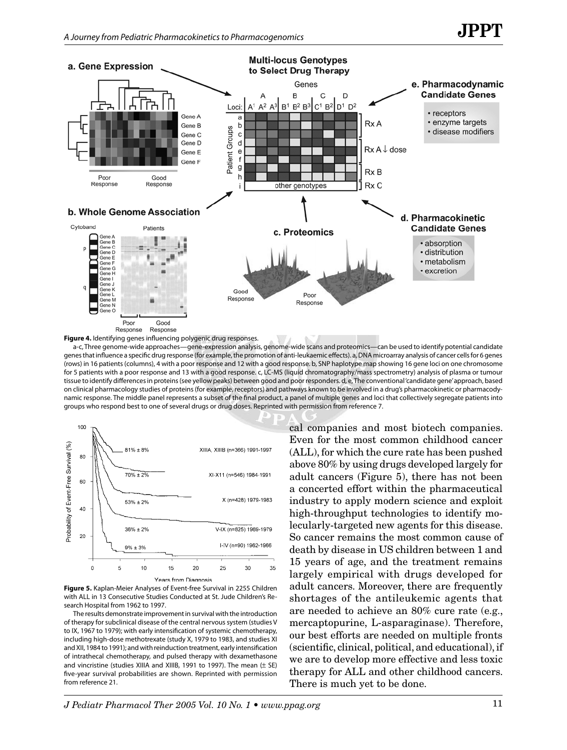**Figure 4.** Identifying genes influencing polygenic drug responses.

a-c, Three genome-wide approaches—gene-expression analysis, genome-wide scans and proteomics—can be used to identify potential candidate genes that influence a specific drug response (for example, the promotion of anti-leukaemic effects). a, DNA microarray analysis of cancer cells for 6 genes (rows) in 16 patients (columns), 4 with a poor response and 12 with a good response. b, SNP haplotype map showing 16 gene loci on one chromosome for 5 patients with a poor response and 13 with a good response. c, LC-MS (liquid chromatography/mass spectrometry) analysis of plasma or tumour tissue to identify differences in proteins (see yellow peaks) between good and poor responders. d, e, The conventional 'candidate gene' approach, based on clinical pharmacology studies of proteins (for example, receptors) and pathways known to be involved in a drug's pharmacokinetic or pharmacodynamic response. The middle panel represents a subset of the final product, a panel of multiple genes and loci that collectively segregate patients into groups who respond best to one of several drugs or drug doses. Reprinted with permission from reference 7.

**Figure 5.** Kaplan-Meier Analyses of Event-free Survival in 2255 Children with ALL in 13 Consecutive Studies Conducted at St. Jude Children's Research Hospital from 1962 to 1997.

The results demonstrate improvement in survival with the introduction of therapy for subclinical disease of the central nervous system (studies V to IX, 1967 to 1979); with early intensification of systemic chemotherapy, including high-dose methotrexate (study X, 1979 to 1983, and studies XI and XII, 1984 to 1991); and with reinduction treatment, early intensification of intrathecal chemotherapy, and pulsed therapy with dexamethasone and vincristine (studies XIIIA and XIIIB, 1991 to 1997). The mean (± SE) five-year survival probabilities are shown. Reprinted with permission from reference 21.

cal companies and most biotech companies. Even for the most common childhood cancer (ALL), for which the cure rate has been pushed above 80% by using drugs developed largely for adult cancers (Figure 5), there has not been a concerted effort within the pharmaceutical industry to apply modern science and exploit high-throughput technologies to identify molecularly-targeted new agents for this disease. So cancer remains the most common cause of death by disease in US children between 1 and 15 years of age, and the treatment remains largely empirical with drugs developed for adult cancers. Moreover, there are frequently shortages of the antileukemic agents that are needed to achieve an 80% cure rate (e.g., mercaptopurine, L-asparaginase). Therefore, our best efforts are needed on multiple fronts (scientific, clinical, political, and educational), if we are to develop more effective and less toxic therapy for ALL and other childhood cancers. There is much yet to be done.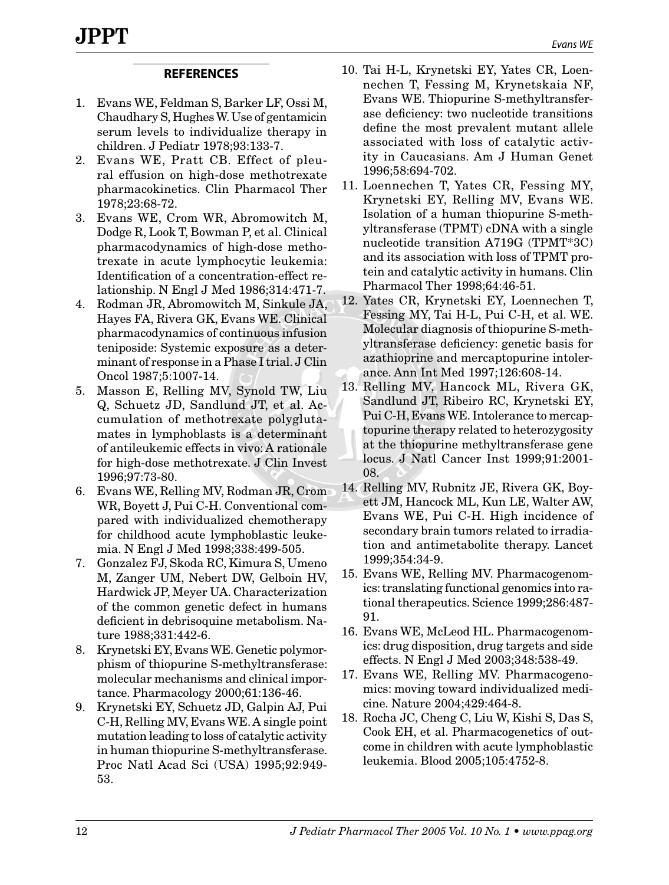## REFERENCES

1. Evans WE, Feldman S, Barker LF, Ossi M, Chaudhary S, Hughes W. Use of gentamicin serum levels to individualize therapy in children. J Pediatr 1978;93:133-7.
2. Evans WE, Pratt CB. Effect of pleural effusion on high-dose methotrexate pharmacokinetics. Clin Pharmacol Ther 1978;23:68-72.
3. Evans WE, Crom WR, Abromowitch M, Dodge R, Look T, Bowman P, et al. Clinical pharmacodynamics of high-dose methotrexate in acute lymphocytic leukemia: Identification of a concentration-effect relationship. N Engl J Med 1986;314:471-7.
4. Rodman JR, Abromowitch M, Sinkule JA, Hayes FA, Rivera GK, Evans WE. Clinical pharmacodynamics of continuous infusion teniposide: Systemic exposure as a determinant of response in a Phase I trial. J Clin Oncol 1987;5:1007-14.
5. Masson E, Relling MV, Synold TW, Liu Q, Schuetz JD, Sandlund JT, et al. Accumulation of methotrexate polyglutamates in lymphoblasts is a determinant of antileukemic effects in vivo: A rationale for high-dose methotrexate. J Clin Invest 1996;97:73-80.
6. Evans WE, Relling MV, Rodman JR, Crom WR, Boyett J, Pui C-H. Conventional compared with individualized chemotherapy for childhood acute lymphoblastic leukemia. N Engl J Med 1998;338:499-505.
7. Gonzalez FJ, Skoda RC, Kimura S, Umeno M, Zanger UM, Nebert DW, Gelboin HV, Hardwick JP, Meyer UA. Characterization of the common genetic defect in humans deficient in debrisoquine metabolism. Nature 1988;331:442-6.
8. Krynetski EY, Evans WE. Genetic polymorphism of thiopurine S-methyltransferase: molecular mechanisms and clinical importance. Pharmacology 2000;61:136-46.
9. Krynetski EY, Schuetz JD, Galpin AJ, Pui C-H, Relling MV, Evans WE. A single point mutation leading to loss of catalytic activity in human thiopurine S-methyltransferase. Proc Natl Acad Sci (USA) 1995;92:949-53.
10. Tai H-L, Krynetski EY, Yates CR, Loennechen T, Fessing M, Krynetskaia NF, Evans WE. Thiopurine S-methyltransferase deficiency: two nucleotide transitions define the most prevalent mutant allele associated with loss of catalytic activity in Caucasians. Am J Human Genet 1996;58:694-702.
11. Loennechen T, Yates CR, Fessing MY, Krynetski EY, Relling MV, Evans WE. Isolation of a human thiopurine S-methyltransferase (TPMT) cDNA with a single nucleotide transition A719G (TPMT*3C) and its association with loss of TPMT protein and catalytic activity in humans. Clin Pharmacol Ther 1998;64:46-51.
12. Yates CR, Krynetski EY, Loennechen T, Fessing MY, Tai H-L, Pui C-H, et al. WE. Molecular diagnosis of thiopurine S-methyltransferase deficiency: genetic basis for azathioprine and mercaptopurine intolerance. Ann Int Med 1997;126:608-14.
13. Relling MV, Hancock ML, Rivera GK, Sandlund JT, Ribeiro RC, Krynetski EY, Pui C-H, Evans WE. Intolerance to mercaptopurine therapy related to heterozygosity at the thiopurine methyltransferase gene locus. J Natl Cancer Inst 1999;91:2001-08.
14. Relling MV, Rubnitz JE, Rivera GK, Boyett JM, Hancock ML, Kun LE, Walter AW, Evans WE, Pui C-H. High incidence of secondary brain tumors related to irradiation and antimetabolite therapy. Lancet 1999;354:34-9.
15. Evans WE, Relling MV. Pharmacogenomics: translating functional genomics into rational therapeutics. Science 1999;286:487-91.
16. Evans WE, McLeod HL. Pharmacogenomics: drug disposition, drug targets and side effects. N Engl J Med 2003;348:538-49.
17. Evans WE, Relling MV. Pharmacogenomics: moving toward individualized medicine. Nature 2004;429:464-8.
18. Rocha JC, Cheng C, Liu W, Kishi S, Das S, Cook EH, et al. Pharmacogenetics of outcome in children with acute lymphoblastic leukemia. Blood 2005;105:4752-8.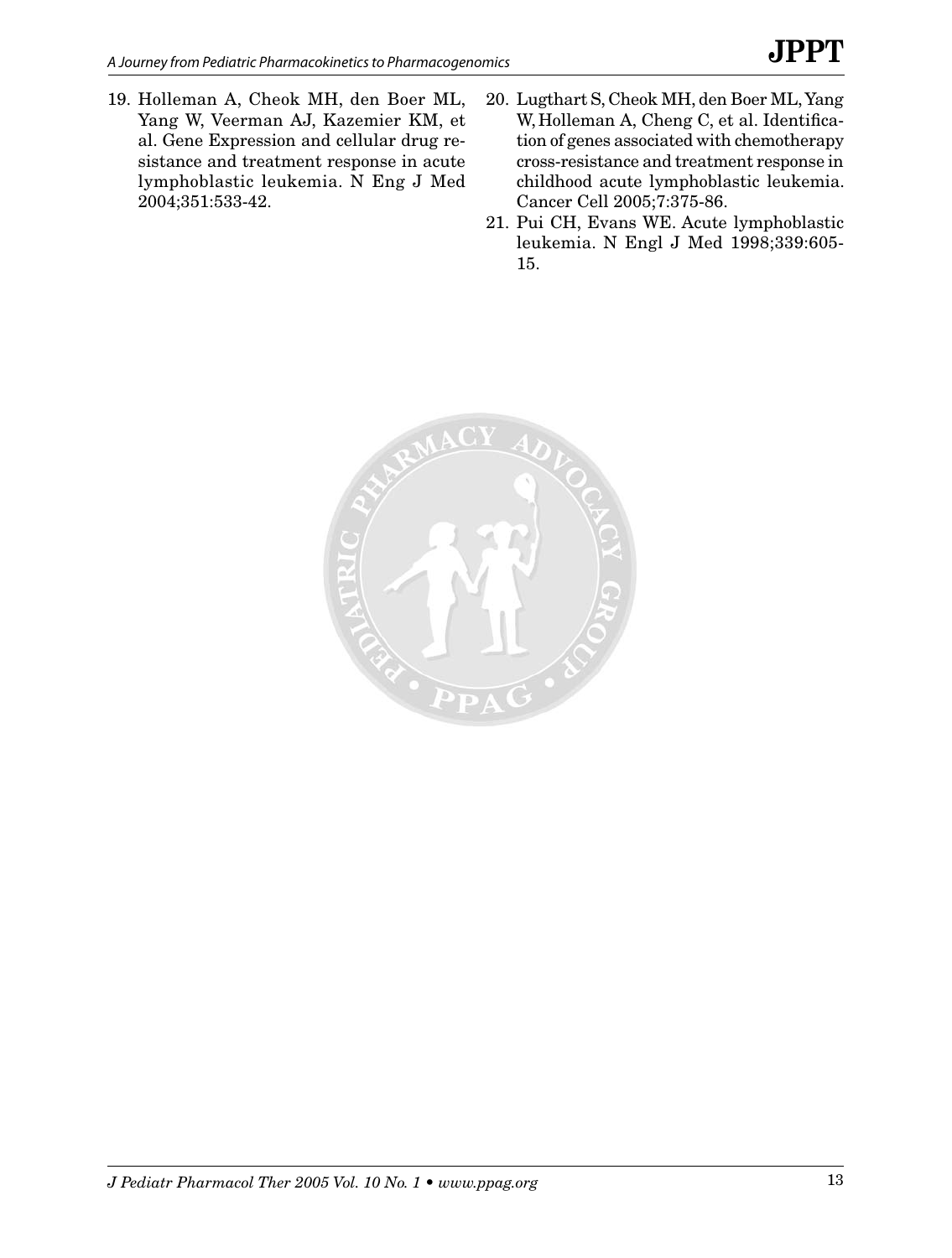19. Holleman A, Cheok MH, den Boer ML, Yang W, Veerman AJ, Kazemier KM, et al. Gene Expression and cellular drug resistance and treatment response in acute lymphoblastic leukemia. N Eng J Med 2004;351:533-42.
20. Lugthart S, Cheok MH, den Boer ML, Yang W, Holleman A, Cheng C, et al. Identification of genes associated with chemotherapy cross-resistance and treatment response in childhood acute lymphoblastic leukemia. Cancer Cell 2005;7:375-86.
21. Pui CH, Evans WE. Acute lymphoblastic leukemia. N Engl J Med 1998;339:605-15.